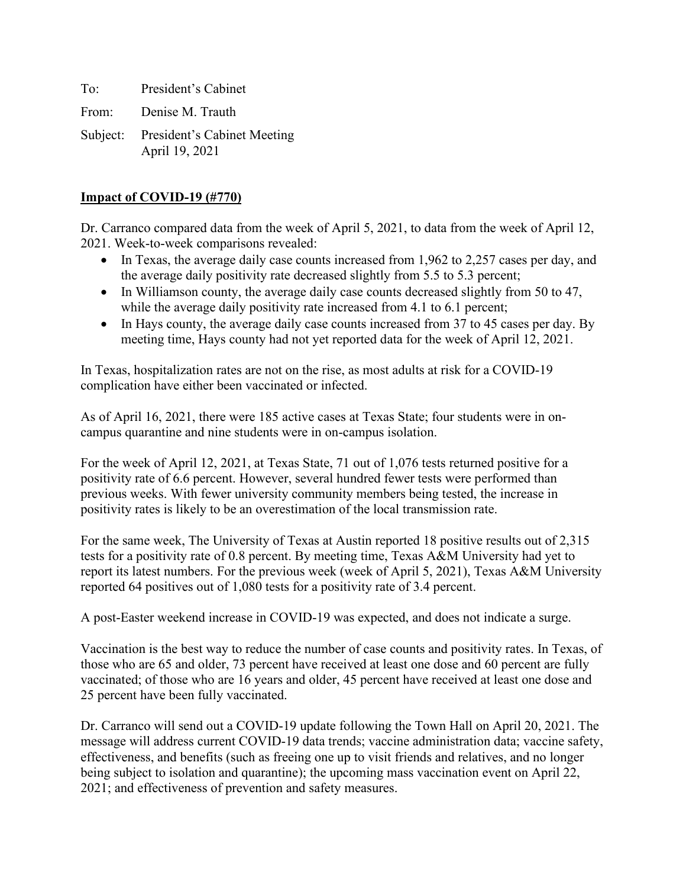To: President's Cabinet

From: Denise M. Trauth

Subject: President's Cabinet Meeting
April 19, 2021

**Impact of COVID-19 (#770)**

Dr. Carranco compared data from the week of April 5, 2021, to data from the week of April 12, 2021. Week-to-week comparisons revealed:

- In Texas, the average daily case counts increased from 1,962 to 2,257 cases per day, and the average daily positivity rate decreased slightly from 5.5 to 5.3 percent;
- In Williamson county, the average daily case counts decreased slightly from 50 to 47, while the average daily positivity rate increased from 4.1 to 6.1 percent;
- In Hays county, the average daily case counts increased from 37 to 45 cases per day. By meeting time, Hays county had not yet reported data for the week of April 12, 2021.

In Texas, hospitalization rates are not on the rise, as most adults at risk for a COVID-19 complication have either been vaccinated or infected.

As of April 16, 2021, there were 185 active cases at Texas State; four students were in on-campus quarantine and nine students were in on-campus isolation.

For the week of April 12, 2021, at Texas State, 71 out of 1,076 tests returned positive for a positivity rate of 6.6 percent. However, several hundred fewer tests were performed than previous weeks. With fewer university community members being tested, the increase in positivity rates is likely to be an overestimation of the local transmission rate.

For the same week, The University of Texas at Austin reported 18 positive results out of 2,315 tests for a positivity rate of 0.8 percent. By meeting time, Texas A&M University had yet to report its latest numbers. For the previous week (week of April 5, 2021), Texas A&M University reported 64 positives out of 1,080 tests for a positivity rate of 3.4 percent.

A post-Easter weekend increase in COVID-19 was expected, and does not indicate a surge.

Vaccination is the best way to reduce the number of case counts and positivity rates. In Texas, of those who are 65 and older, 73 percent have received at least one dose and 60 percent are fully vaccinated; of those who are 16 years and older, 45 percent have received at least one dose and 25 percent have been fully vaccinated.

Dr. Carranco will send out a COVID-19 update following the Town Hall on April 20, 2021. The message will address current COVID-19 data trends; vaccine administration data; vaccine safety, effectiveness, and benefits (such as freeing one up to visit friends and relatives, and no longer being subject to isolation and quarantine); the upcoming mass vaccination event on April 22, 2021; and effectiveness of prevention and safety measures.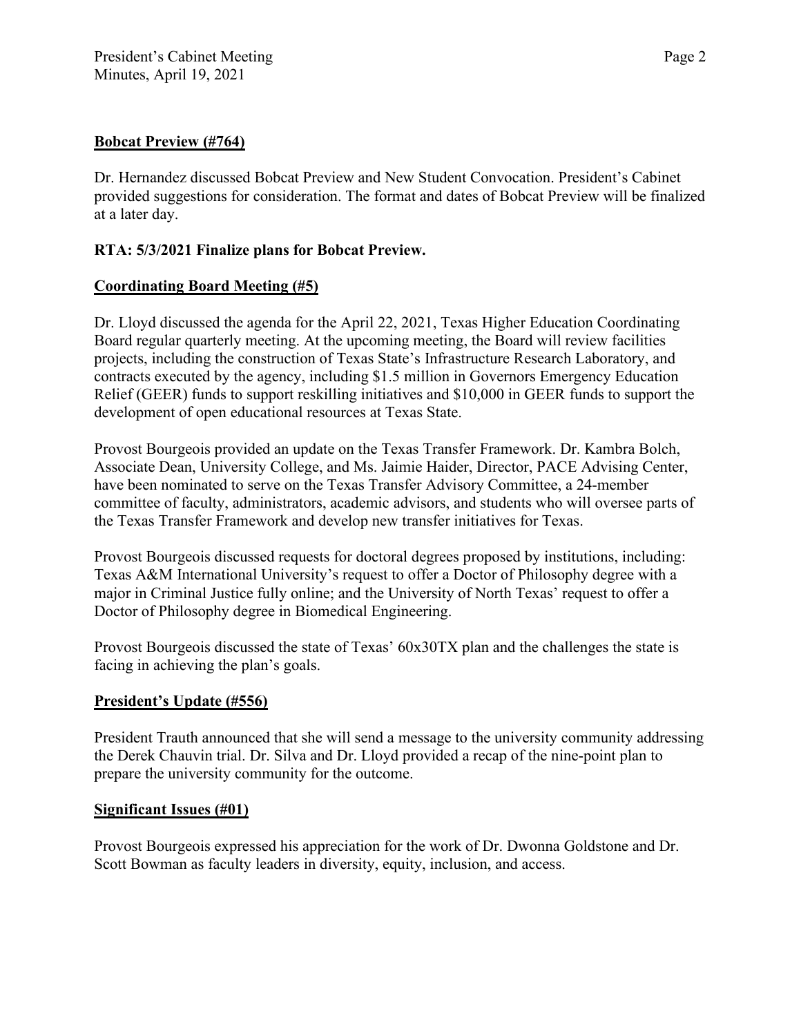## Bobcat Preview (#764)

Dr. Hernandez discussed Bobcat Preview and New Student Convocation. President's Cabinet provided suggestions for consideration. The format and dates of Bobcat Preview will be finalized at a later day.

**RTA: 5/3/2021 Finalize plans for Bobcat Preview.**

## Coordinating Board Meeting (#5)

Dr. Lloyd discussed the agenda for the April 22, 2021, Texas Higher Education Coordinating Board regular quarterly meeting. At the upcoming meeting, the Board will review facilities projects, including the construction of Texas State's Infrastructure Research Laboratory, and contracts executed by the agency, including $1.5 million in Governors Emergency Education Relief (GEER) funds to support reskilling initiatives and $10,000 in GEER funds to support the development of open educational resources at Texas State.

Provost Bourgeois provided an update on the Texas Transfer Framework. Dr. Kambra Bolch, Associate Dean, University College, and Ms. Jaimie Haider, Director, PACE Advising Center, have been nominated to serve on the Texas Transfer Advisory Committee, a 24-member committee of faculty, administrators, academic advisors, and students who will oversee parts of the Texas Transfer Framework and develop new transfer initiatives for Texas.

Provost Bourgeois discussed requests for doctoral degrees proposed by institutions, including: Texas A&M International University's request to offer a Doctor of Philosophy degree with a major in Criminal Justice fully online; and the University of North Texas' request to offer a Doctor of Philosophy degree in Biomedical Engineering.

Provost Bourgeois discussed the state of Texas' 60x30TX plan and the challenges the state is facing in achieving the plan's goals.

## President's Update (#556)

President Trauth announced that she will send a message to the university community addressing the Derek Chauvin trial. Dr. Silva and Dr. Lloyd provided a recap of the nine-point plan to prepare the university community for the outcome.

## Significant Issues (#01)

Provost Bourgeois expressed his appreciation for the work of Dr. Dwonna Goldstone and Dr. Scott Bowman as faculty leaders in diversity, equity, inclusion, and access.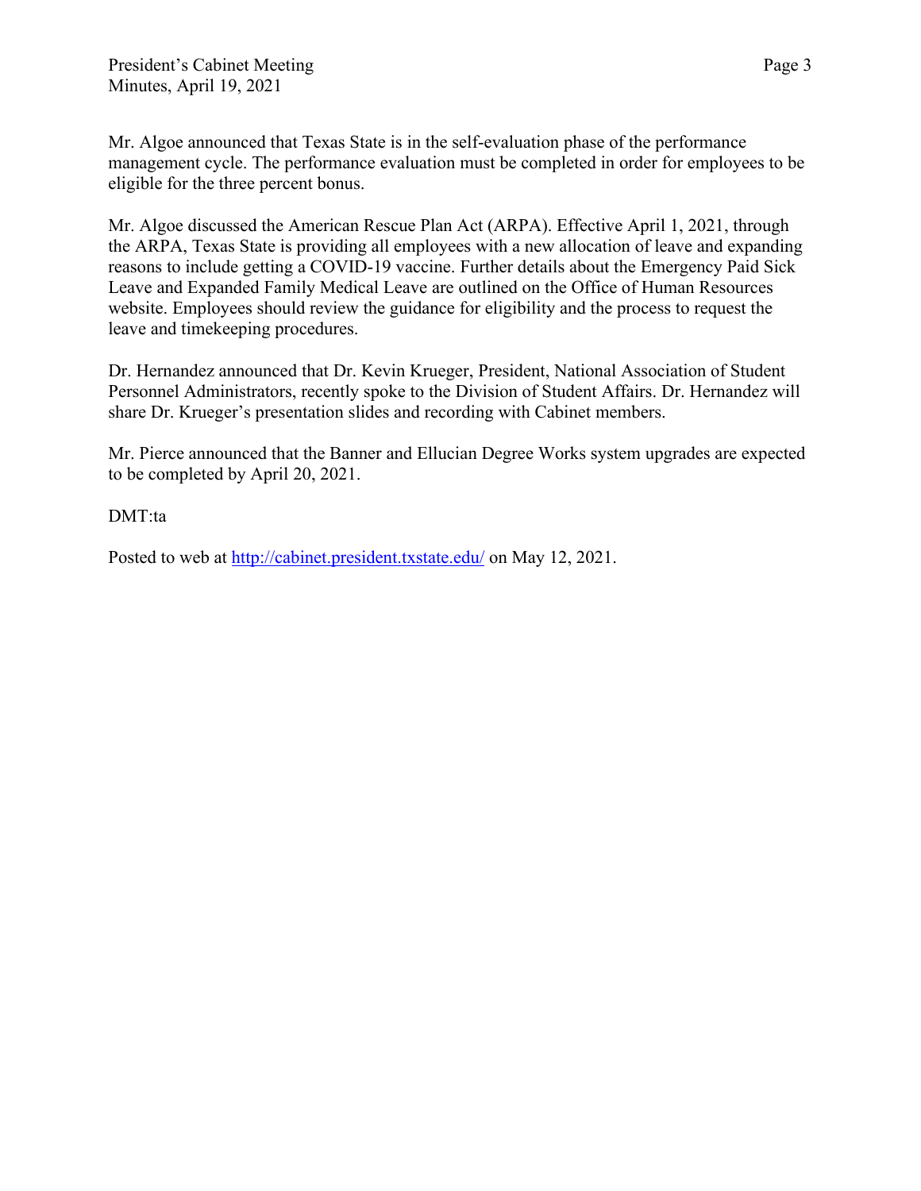Mr. Algoe announced that Texas State is in the self-evaluation phase of the performance management cycle. The performance evaluation must be completed in order for employees to be eligible for the three percent bonus.

Mr. Algoe discussed the American Rescue Plan Act (ARPA). Effective April 1, 2021, through the ARPA, Texas State is providing all employees with a new allocation of leave and expanding reasons to include getting a COVID-19 vaccine. Further details about the Emergency Paid Sick Leave and Expanded Family Medical Leave are outlined on the Office of Human Resources website. Employees should review the guidance for eligibility and the process to request the leave and timekeeping procedures.

Dr. Hernandez announced that Dr. Kevin Krueger, President, National Association of Student Personnel Administrators, recently spoke to the Division of Student Affairs. Dr. Hernandez will share Dr. Krueger's presentation slides and recording with Cabinet members.

Mr. Pierce announced that the Banner and Ellucian Degree Works system upgrades are expected to be completed by April 20, 2021.

DMT:ta

Posted to web at [http://cabinet.president.txstate.edu/](http://cabinet.president.txstate.edu/) on May 12, 2021.